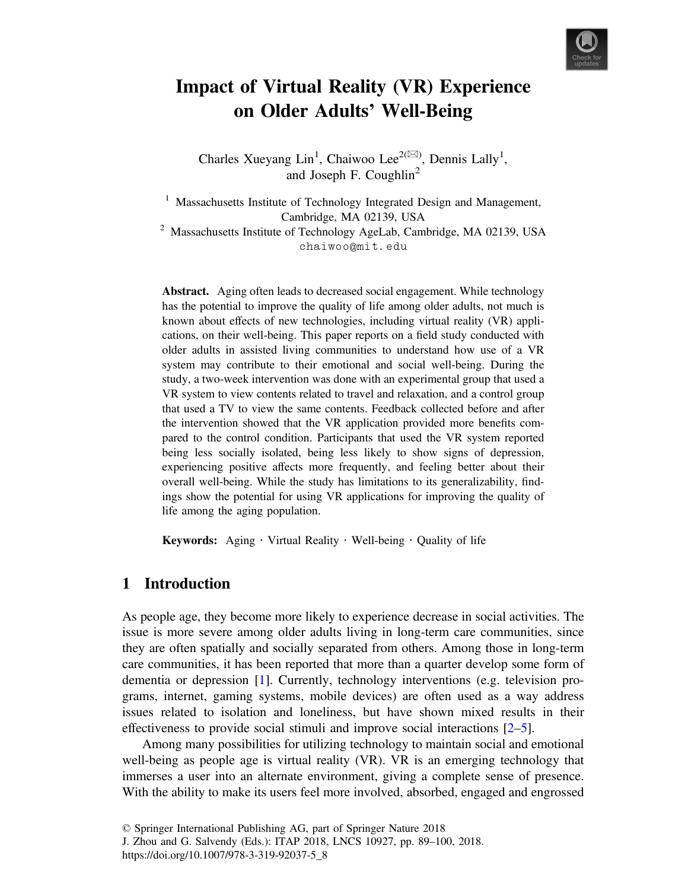# Impact of Virtual Reality (VR) Experience on Older Adults' Well-Being

Charles Xueyang Lin[1], Chaiwoo Lee[2(✉)], Dennis Lally[1], and Joseph F. Coughlin[2]

[1] Massachusetts Institute of Technology Integrated Design and Management, Cambridge, MA 02139, USA

[2] Massachusetts Institute of Technology AgeLab, Cambridge, MA 02139, USA
chaiwoo@mit.edu

**Abstract.** Aging often leads to decreased social engagement. While technology has the potential to improve the quality of life among older adults, not much is known about effects of new technologies, including virtual reality (VR) applications, on their well-being. This paper reports on a field study conducted with older adults in assisted living communities to understand how use of a VR system may contribute to their emotional and social well-being. During the study, a two-week intervention was done with an experimental group that used a VR system to view contents related to travel and relaxation, and a control group that used a TV to view the same contents. Feedback collected before and after the intervention showed that the VR application provided more benefits compared to the control condition. Participants that used the VR system reported being less socially isolated, being less likely to show signs of depression, experiencing positive affects more frequently, and feeling better about their overall well-being. While the study has limitations to its generalizability, findings show the potential for using VR applications for improving the quality of life among the aging population.

**Keywords:** Aging · Virtual Reality · Well-being · Quality of life

## 1 Introduction

As people age, they become more likely to experience decrease in social activities. The issue is more severe among older adults living in long-term care communities, since they are often spatially and socially separated from others. Among those in long-term care communities, it has been reported that more than a quarter develop some form of dementia or depression [1]. Currently, technology interventions (e.g. television programs, internet, gaming systems, mobile devices) are often used as a way address issues related to isolation and loneliness, but have shown mixed results in their effectiveness to provide social stimuli and improve social interactions [2–5].

Among many possibilities for utilizing technology to maintain social and emotional well-being as people age is virtual reality (VR). VR is an emerging technology that immerses a user into an alternate environment, giving a complete sense of presence. With the ability to make its users feel more involved, absorbed, engaged and engrossed

© Springer International Publishing AG, part of Springer Nature 2018
J. Zhou and G. Salvendy (Eds.): ITAP 2018, LNCS 10927, pp. 89–100, 2018.
https://doi.org/10.1007/978-3-319-92037-5_8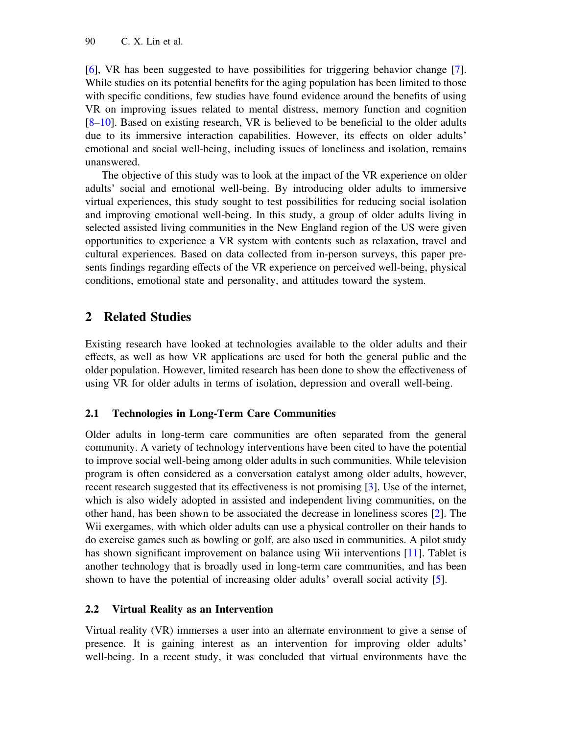[6], VR has been suggested to have possibilities for triggering behavior change [7]. While studies on its potential benefits for the aging population has been limited to those with specific conditions, few studies have found evidence around the benefits of using VR on improving issues related to mental distress, memory function and cognition [8–10]. Based on existing research, VR is believed to be beneficial to the older adults due to its immersive interaction capabilities. However, its effects on older adults' emotional and social well-being, including issues of loneliness and isolation, remains unanswered.

The objective of this study was to look at the impact of the VR experience on older adults' social and emotional well-being. By introducing older adults to immersive virtual experiences, this study sought to test possibilities for reducing social isolation and improving emotional well-being. In this study, a group of older adults living in selected assisted living communities in the New England region of the US were given opportunities to experience a VR system with contents such as relaxation, travel and cultural experiences. Based on data collected from in-person surveys, this paper presents findings regarding effects of the VR experience on perceived well-being, physical conditions, emotional state and personality, and attitudes toward the system.

## 2 Related Studies

Existing research have looked at technologies available to the older adults and their effects, as well as how VR applications are used for both the general public and the older population. However, limited research has been done to show the effectiveness of using VR for older adults in terms of isolation, depression and overall well-being.

### 2.1 Technologies in Long-Term Care Communities

Older adults in long-term care communities are often separated from the general community. A variety of technology interventions have been cited to have the potential to improve social well-being among older adults in such communities. While television program is often considered as a conversation catalyst among older adults, however, recent research suggested that its effectiveness is not promising [3]. Use of the internet, which is also widely adopted in assisted and independent living communities, on the other hand, has been shown to be associated the decrease in loneliness scores [2]. The Wii exergames, with which older adults can use a physical controller on their hands to do exercise games such as bowling or golf, are also used in communities. A pilot study has shown significant improvement on balance using Wii interventions [11]. Tablet is another technology that is broadly used in long-term care communities, and has been shown to have the potential of increasing older adults' overall social activity [5].

### 2.2 Virtual Reality as an Intervention

Virtual reality (VR) immerses a user into an alternate environment to give a sense of presence. It is gaining interest as an intervention for improving older adults' well-being. In a recent study, it was concluded that virtual environments have the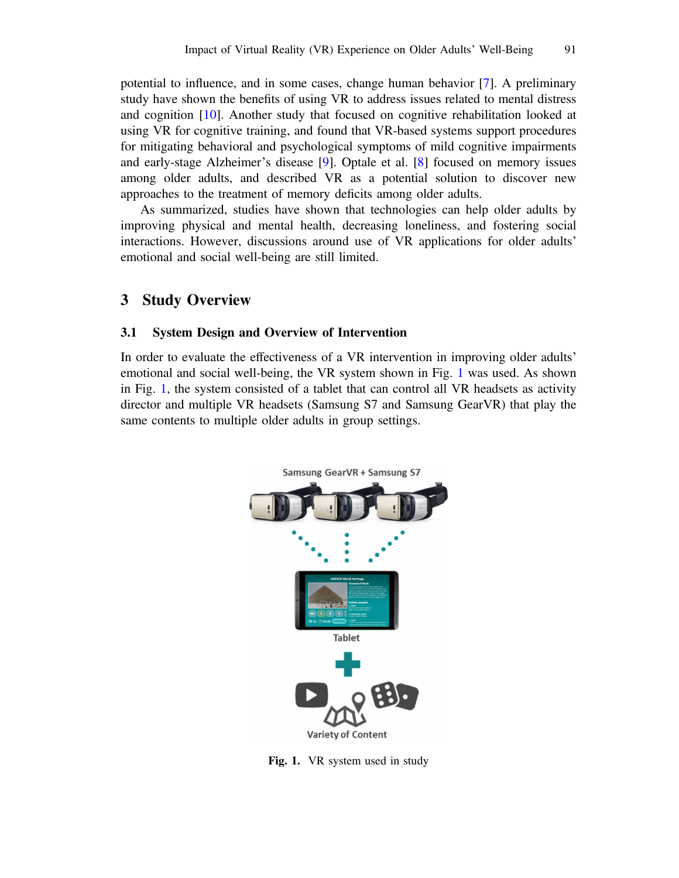potential to influence, and in some cases, change human behavior [7]. A preliminary study have shown the benefits of using VR to address issues related to mental distress and cognition [10]. Another study that focused on cognitive rehabilitation looked at using VR for cognitive training, and found that VR-based systems support procedures for mitigating behavioral and psychological symptoms of mild cognitive impairments and early-stage Alzheimer's disease [9]. Optale et al. [8] focused on memory issues among older adults, and described VR as a potential solution to discover new approaches to the treatment of memory deficits among older adults.

As summarized, studies have shown that technologies can help older adults by improving physical and mental health, decreasing loneliness, and fostering social interactions. However, discussions around use of VR applications for older adults' emotional and social well-being are still limited.

## 3 Study Overview

### 3.1 System Design and Overview of Intervention

In order to evaluate the effectiveness of a VR intervention in improving older adults' emotional and social well-being, the VR system shown in Fig. 1 was used. As shown in Fig. 1, the system consisted of a tablet that can control all VR headsets as activity director and multiple VR headsets (Samsung S7 and Samsung GearVR) that play the same contents to multiple older adults in group settings.

**Fig. 1.** VR system used in study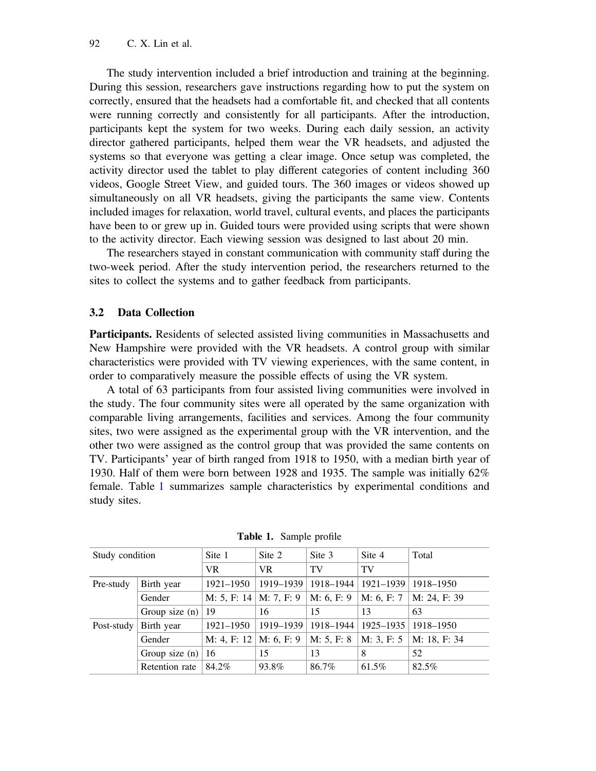The study intervention included a brief introduction and training at the beginning. During this session, researchers gave instructions regarding how to put the system on correctly, ensured that the headsets had a comfortable fit, and checked that all contents were running correctly and consistently for all participants. After the introduction, participants kept the system for two weeks. During each daily session, an activity director gathered participants, helped them wear the VR headsets, and adjusted the systems so that everyone was getting a clear image. Once setup was completed, the activity director used the tablet to play different categories of content including 360 videos, Google Street View, and guided tours. The 360 images or videos showed up simultaneously on all VR headsets, giving the participants the same view. Contents included images for relaxation, world travel, cultural events, and places the participants have been to or grew up in. Guided tours were provided using scripts that were shown to the activity director. Each viewing session was designed to last about 20 min.

The researchers stayed in constant communication with community staff during the two-week period. After the study intervention period, the researchers returned to the sites to collect the systems and to gather feedback from participants.

### 3.2 Data Collection

**Participants.** Residents of selected assisted living communities in Massachusetts and New Hampshire were provided with the VR headsets. A control group with similar characteristics were provided with TV viewing experiences, with the same content, in order to comparatively measure the possible effects of using the VR system.

A total of 63 participants from four assisted living communities were involved in the study. The four community sites were all operated by the same organization with comparable living arrangements, facilities and services. Among the four community sites, two were assigned as the experimental group with the VR intervention, and the other two were assigned as the control group that was provided the same contents on TV. Participants' year of birth ranged from 1918 to 1950, with a median birth year of 1930. Half of them were born between 1928 and 1935. The sample was initially 62% female. Table 1 summarizes sample characteristics by experimental conditions and study sites.

**Table 1.** Sample profile

| Study condition | | Site 1 | Site 2 | Site 3 | Site 4 | Total |
|---|---|---|---|---|---|---|
| | | VR | VR | TV | TV | |
| Pre-study | Birth year | 1921–1950 | 1919–1939 | 1918–1944 | 1921–1939 | 1918–1950 |
| | Gender | M: 5, F: 14 | M: 7, F: 9 | M: 6, F: 9 | M: 6, F: 7 | M: 24, F: 39 |
| | Group size (n) | 19 | 16 | 15 | 13 | 63 |
| Post-study | Birth year | 1921–1950 | 1919–1939 | 1918–1944 | 1925–1935 | 1918–1950 |
| | Gender | M: 4, F: 12 | M: 6, F: 9 | M: 5, F: 8 | M: 3, F: 5 | M: 18, F: 34 |
| | Group size (n) | 16 | 15 | 13 | 8 | 52 |
| | Retention rate | 84.2% | 93.8% | 86.7% | 61.5% | 82.5% |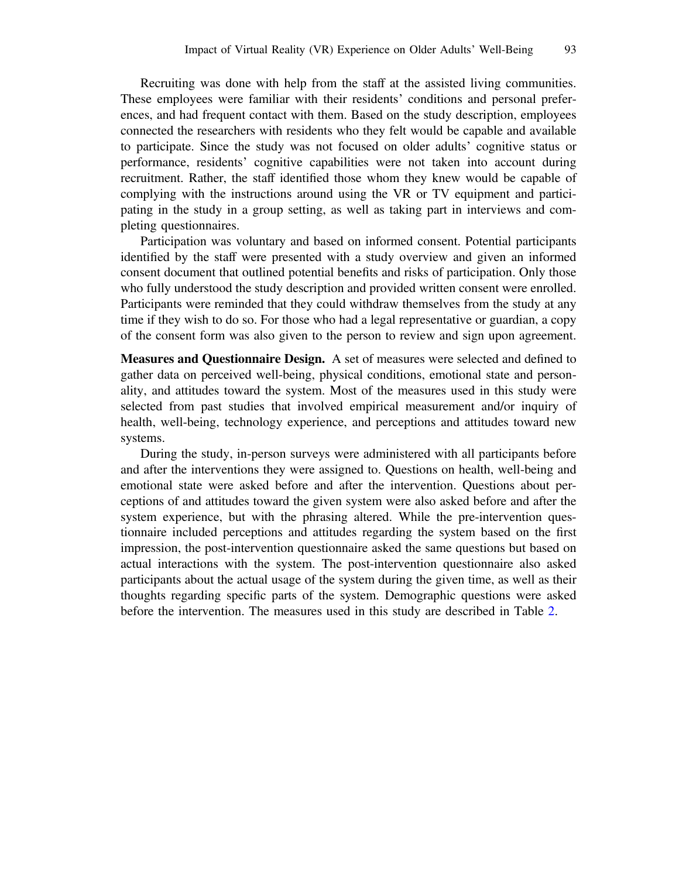Recruiting was done with help from the staff at the assisted living communities. These employees were familiar with their residents' conditions and personal preferences, and had frequent contact with them. Based on the study description, employees connected the researchers with residents who they felt would be capable and available to participate. Since the study was not focused on older adults' cognitive status or performance, residents' cognitive capabilities were not taken into account during recruitment. Rather, the staff identified those whom they knew would be capable of complying with the instructions around using the VR or TV equipment and participating in the study in a group setting, as well as taking part in interviews and completing questionnaires.

Participation was voluntary and based on informed consent. Potential participants identified by the staff were presented with a study overview and given an informed consent document that outlined potential benefits and risks of participation. Only those who fully understood the study description and provided written consent were enrolled. Participants were reminded that they could withdraw themselves from the study at any time if they wish to do so. For those who had a legal representative or guardian, a copy of the consent form was also given to the person to review and sign upon agreement.

**Measures and Questionnaire Design.** A set of measures were selected and defined to gather data on perceived well-being, physical conditions, emotional state and personality, and attitudes toward the system. Most of the measures used in this study were selected from past studies that involved empirical measurement and/or inquiry of health, well-being, technology experience, and perceptions and attitudes toward new systems.

During the study, in-person surveys were administered with all participants before and after the interventions they were assigned to. Questions on health, well-being and emotional state were asked before and after the intervention. Questions about perceptions of and attitudes toward the given system were also asked before and after the system experience, but with the phrasing altered. While the pre-intervention questionnaire included perceptions and attitudes regarding the system based on the first impression, the post-intervention questionnaire asked the same questions but based on actual interactions with the system. The post-intervention questionnaire also asked participants about the actual usage of the system during the given time, as well as their thoughts regarding specific parts of the system. Demographic questions were asked before the intervention. The measures used in this study are described in Table 2.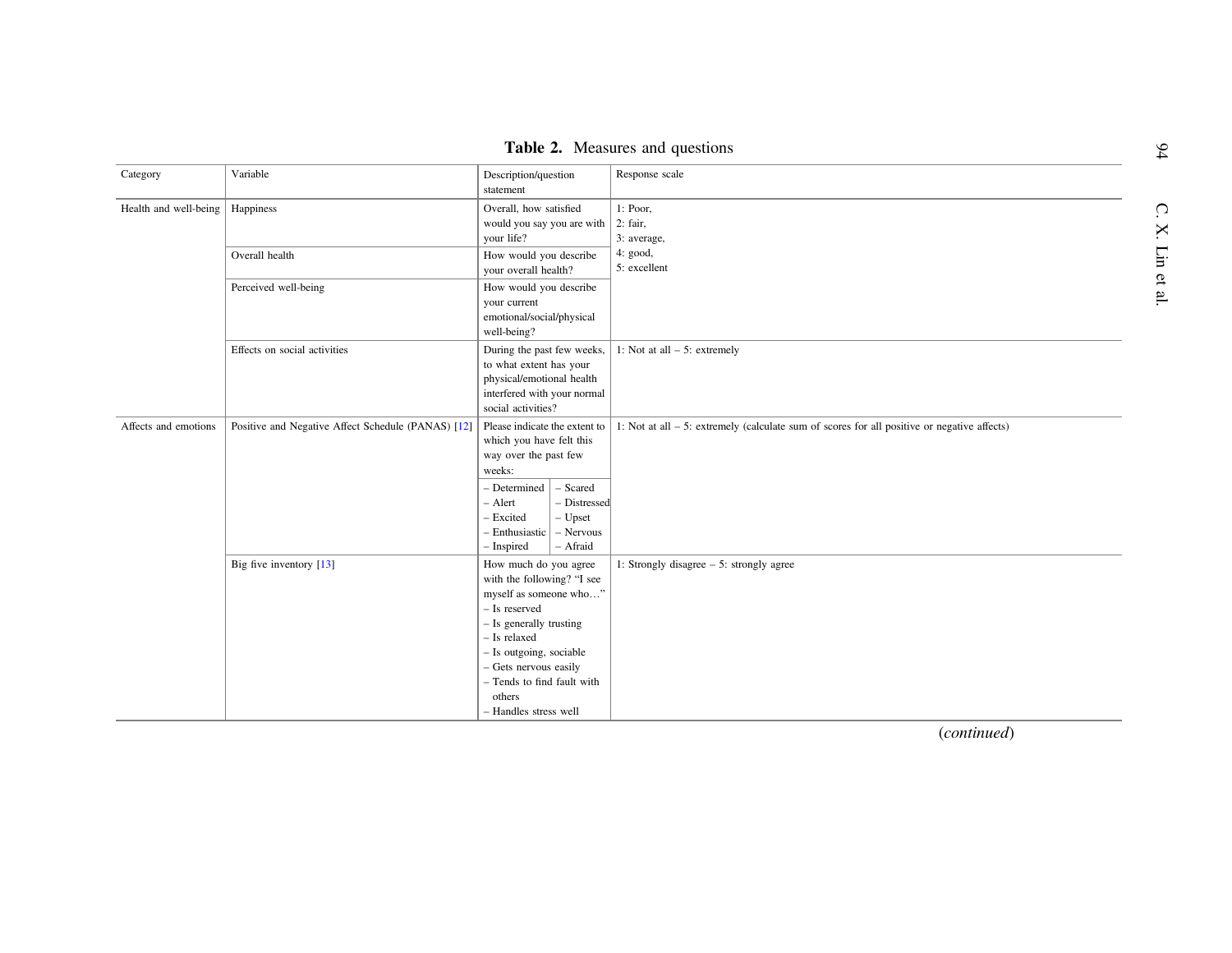**Table 2.** Measures and questions

| Category | Variable | Description/question statement | Response scale |
|---|---|---|---|
| Health and well-being | Happiness | Overall, how satisfied would you say you are with your life? | 1: Poor, 2: fair, 3: average, 4: good, 5: excellent |
| | Overall health | How would you describe your overall health? | |
| | Perceived well-being | How would you describe your current emotional/social/physical well-being? | |
| | Effects on social activities | During the past few weeks, to what extent has your physical/emotional health interfered with your normal social activities? | 1: Not at all – 5: extremely |
| Affects and emotions | Positive and Negative Affect Schedule (PANAS) [12] | Please indicate the extent to which you have felt this way over the past few weeks: – Determined – Alert – Excited – Enthusiastic – Inspired – Scared – Distressed – Upset – Nervous – Afraid | 1: Not at all – 5: extremely (calculate sum of scores for all positive or negative affects) |
| | Big five inventory [13] | How much do you agree with the following? "I see myself as someone who…" – Is reserved – Is generally trusting – Is relaxed – Is outgoing, sociable – Gets nervous easily – Tends to find fault with others – Handles stress well | 1: Strongly disagree – 5: strongly agree |

(*continued*)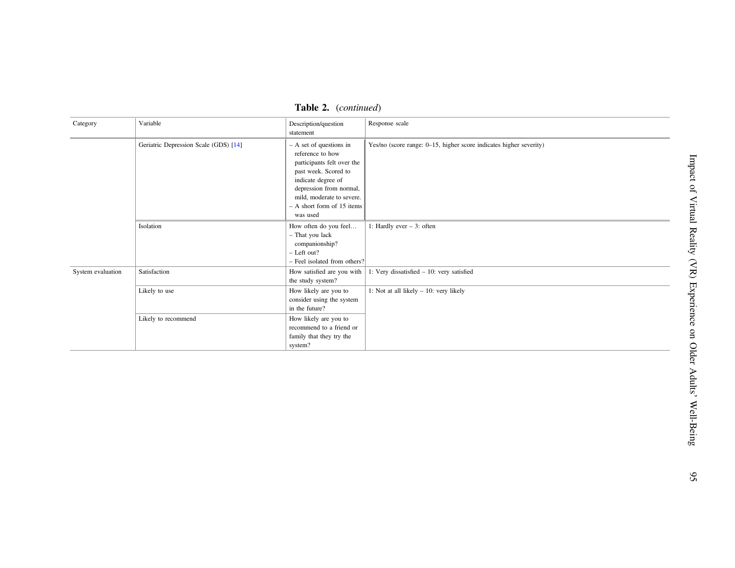**Table 2.** (*continued*)

| Category | Variable | Description/question statement | Response scale |
|---|---|---|---|
| | Geriatric Depression Scale (GDS) [14] | – A set of questions in reference to how participants felt over the past week. Scored to indicate degree of depression from normal, mild, moderate to severe.<br>– A short form of 15 items was used | Yes/no (score range: 0–15, higher score indicates higher severity) |
| | Isolation | How often do you feel…<br>– That you lack companionship?<br>– Left out?<br>– Feel isolated from others? | 1: Hardly ever – 3: often |
| System evaluation | Satisfaction | How satisfied are you with the study system? | 1: Very dissatisfied – 10: very satisfied |
| | Likely to use | How likely are you to consider using the system in the future? | 1: Not at all likely – 10: very likely |
| | Likely to recommend | How likely are you to recommend to a friend or family that they try the system? | |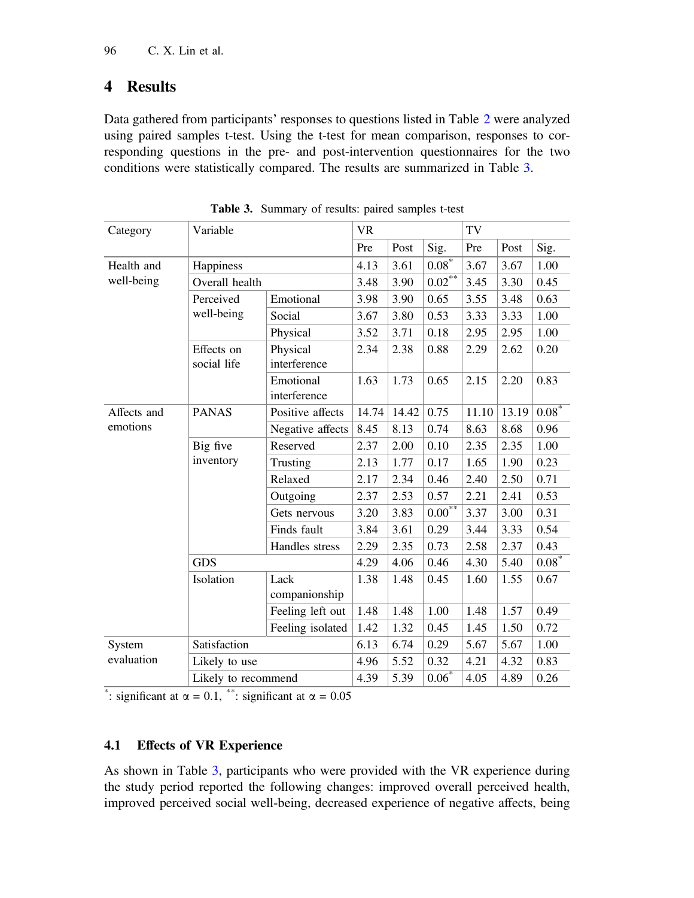## 4 Results

Data gathered from participants' responses to questions listed in Table 2 were analyzed using paired samples t-test. Using the t-test for mean comparison, responses to corresponding questions in the pre- and post-intervention questionnaires for the two conditions were statistically compared. The results are summarized in Table 3.

**Table 3.** Summary of results: paired samples t-test

| Category | Variable | | VR | | | TV | | |
|---|---|---|---|---|---|---|---|---|
| | | | Pre | Post | Sig. | Pre | Post | Sig. |
| Health and well-being | Happiness | | 4.13 | 3.61 | 0.08* | 3.67 | 3.67 | 1.00 |
| | Overall health | | 3.48 | 3.90 | 0.02** | 3.45 | 3.30 | 0.45 |
| | Perceived well-being | Emotional | 3.98 | 3.90 | 0.65 | 3.55 | 3.48 | 0.63 |
| | | Social | 3.67 | 3.80 | 0.53 | 3.33 | 3.33 | 1.00 |
| | | Physical | 3.52 | 3.71 | 0.18 | 2.95 | 2.95 | 1.00 |
| | Effects on social life | Physical interference | 2.34 | 2.38 | 0.88 | 2.29 | 2.62 | 0.20 |
| | | Emotional interference | 1.63 | 1.73 | 0.65 | 2.15 | 2.20 | 0.83 |
| Affects and emotions | PANAS | Positive affects | 14.74 | 14.42 | 0.75 | 11.10 | 13.19 | 0.08* |
| | | Negative affects | 8.45 | 8.13 | 0.74 | 8.63 | 8.68 | 0.96 |
| | Big five inventory | Reserved | 2.37 | 2.00 | 0.10 | 2.35 | 2.35 | 1.00 |
| | | Trusting | 2.13 | 1.77 | 0.17 | 1.65 | 1.90 | 0.23 |
| | | Relaxed | 2.17 | 2.34 | 0.46 | 2.40 | 2.50 | 0.71 |
| | | Outgoing | 2.37 | 2.53 | 0.57 | 2.21 | 2.41 | 0.53 |
| | | Gets nervous | 3.20 | 3.83 | 0.00** | 3.37 | 3.00 | 0.31 |
| | | Finds fault | 3.84 | 3.61 | 0.29 | 3.44 | 3.33 | 0.54 |
| | | Handles stress | 2.29 | 2.35 | 0.73 | 2.58 | 2.37 | 0.43 |
| | GDS | | 4.29 | 4.06 | 0.46 | 4.30 | 5.40 | 0.08* |
| | Isolation | Lack companionship | 1.38 | 1.48 | 0.45 | 1.60 | 1.55 | 0.67 |
| | | Feeling left out | 1.48 | 1.48 | 1.00 | 1.48 | 1.57 | 0.49 |
| | | Feeling isolated | 1.42 | 1.32 | 0.45 | 1.45 | 1.50 | 0.72 |
| System evaluation | Satisfaction | | 6.13 | 6.74 | 0.29 | 5.67 | 5.67 | 1.00 |
| | Likely to use | | 4.96 | 5.52 | 0.32 | 4.21 | 4.32 | 0.83 |
| | Likely to recommend | | 4.39 | 5.39 | 0.06* | 4.05 | 4.89 | 0.26 |

*: significant at $\alpha = 0.1$, **: significant at $\alpha = 0.05$

### 4.1 Effects of VR Experience

As shown in Table 3, participants who were provided with the VR experience during the study period reported the following changes: improved overall perceived health, improved perceived social well-being, decreased experience of negative affects, being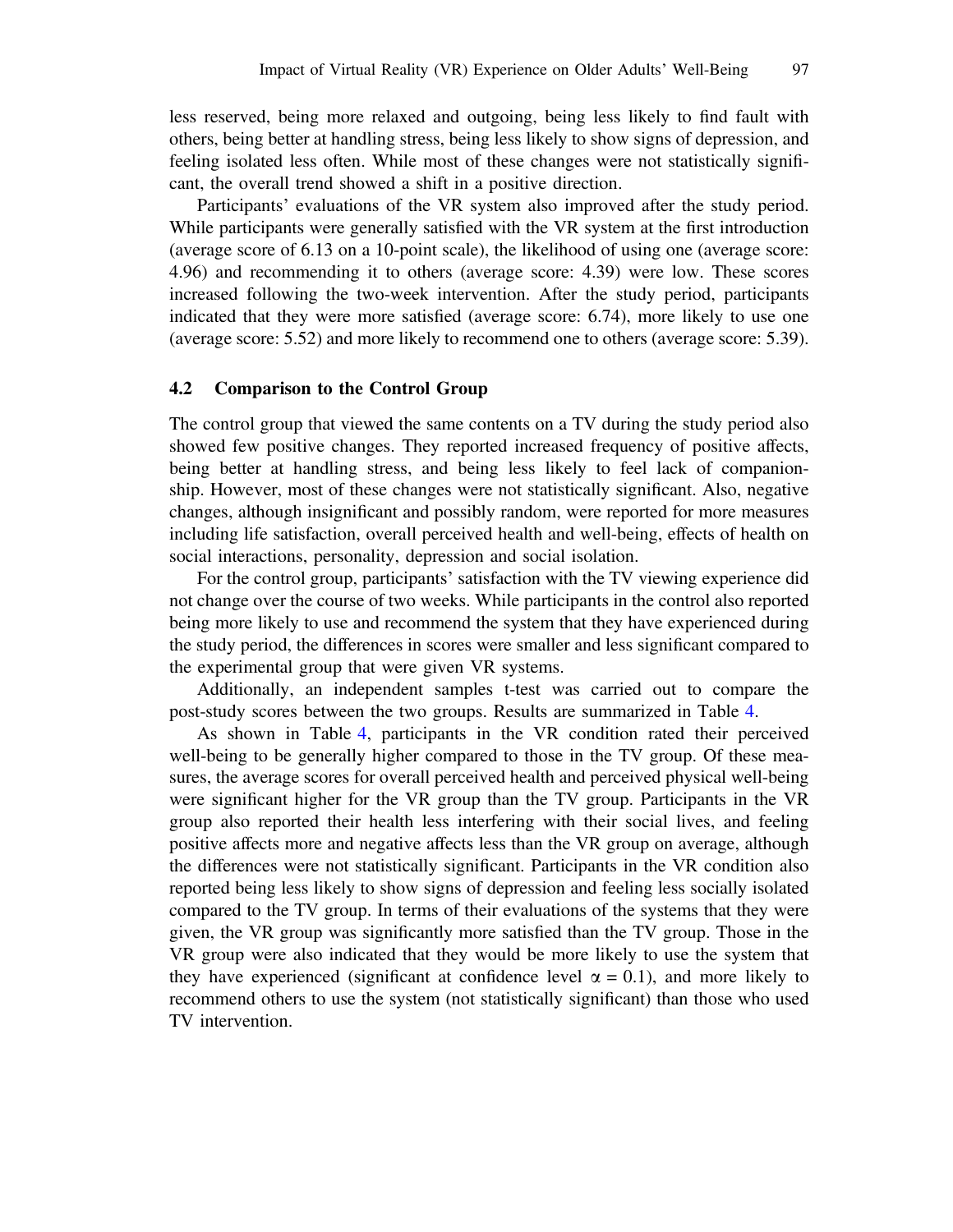less reserved, being more relaxed and outgoing, being less likely to find fault with others, being better at handling stress, being less likely to show signs of depression, and feeling isolated less often. While most of these changes were not statistically significant, the overall trend showed a shift in a positive direction.

Participants' evaluations of the VR system also improved after the study period. While participants were generally satisfied with the VR system at the first introduction (average score of 6.13 on a 10-point scale), the likelihood of using one (average score: 4.96) and recommending it to others (average score: 4.39) were low. These scores increased following the two-week intervention. After the study period, participants indicated that they were more satisfied (average score: 6.74), more likely to use one (average score: 5.52) and more likely to recommend one to others (average score: 5.39).

### 4.2 Comparison to the Control Group

The control group that viewed the same contents on a TV during the study period also showed few positive changes. They reported increased frequency of positive affects, being better at handling stress, and being less likely to feel lack of companionship. However, most of these changes were not statistically significant. Also, negative changes, although insignificant and possibly random, were reported for more measures including life satisfaction, overall perceived health and well-being, effects of health on social interactions, personality, depression and social isolation.

For the control group, participants' satisfaction with the TV viewing experience did not change over the course of two weeks. While participants in the control also reported being more likely to use and recommend the system that they have experienced during the study period, the differences in scores were smaller and less significant compared to the experimental group that were given VR systems.

Additionally, an independent samples t-test was carried out to compare the post-study scores between the two groups. Results are summarized in Table 4.

As shown in Table 4, participants in the VR condition rated their perceived well-being to be generally higher compared to those in the TV group. Of these measures, the average scores for overall perceived health and perceived physical well-being were significant higher for the VR group than the TV group. Participants in the VR group also reported their health less interfering with their social lives, and feeling positive affects more and negative affects less than the VR group on average, although the differences were not statistically significant. Participants in the VR condition also reported being less likely to show signs of depression and feeling less socially isolated compared to the TV group. In terms of their evaluations of the systems that they were given, the VR group was significantly more satisfied than the TV group. Those in the VR group were also indicated that they would be more likely to use the system that they have experienced (significant at confidence level $\alpha = 0.1$), and more likely to recommend others to use the system (not statistically significant) than those who used TV intervention.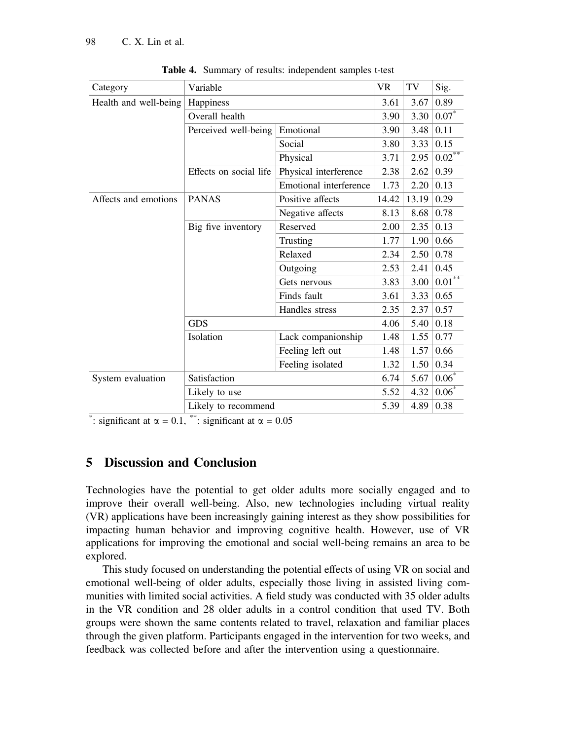**Table 4.** Summary of results: independent samples t-test

| Category | Variable | | VR | TV | Sig. |
|---|---|---|---|---|---|
| Health and well-being | Happiness | | 3.61 | 3.67 | 0.89 |
| | Overall health | | 3.90 | 3.30 | 0.07* |
| | Perceived well-being | Emotional | 3.90 | 3.48 | 0.11 |
| | | Social | 3.80 | 3.33 | 0.15 |
| | | Physical | 3.71 | 2.95 | 0.02** |
| | Effects on social life | Physical interference | 2.38 | 2.62 | 0.39 |
| | | Emotional interference | 1.73 | 2.20 | 0.13 |
| Affects and emotions | PANAS | Positive affects | 14.42 | 13.19 | 0.29 |
| | | Negative affects | 8.13 | 8.68 | 0.78 |
| | Big five inventory | Reserved | 2.00 | 2.35 | 0.13 |
| | | Trusting | 1.77 | 1.90 | 0.66 |
| | | Relaxed | 2.34 | 2.50 | 0.78 |
| | | Outgoing | 2.53 | 2.41 | 0.45 |
| | | Gets nervous | 3.83 | 3.00 | 0.01** |
| | | Finds fault | 3.61 | 3.33 | 0.65 |
| | | Handles stress | 2.35 | 2.37 | 0.57 |
| | GDS | | 4.06 | 5.40 | 0.18 |
| | Isolation | Lack companionship | 1.48 | 1.55 | 0.77 |
| | | Feeling left out | 1.48 | 1.57 | 0.66 |
| | | Feeling isolated | 1.32 | 1.50 | 0.34 |
| System evaluation | Satisfaction | | 6.74 | 5.67 | 0.06* |
| | Likely to use | | 5.52 | 4.32 | 0.06* |
| | Likely to recommend | | 5.39 | 4.89 | 0.38 |

*: significant at $\alpha = 0.1$, **: significant at $\alpha = 0.05$

## 5 Discussion and Conclusion

Technologies have the potential to get older adults more socially engaged and to improve their overall well-being. Also, new technologies including virtual reality (VR) applications have been increasingly gaining interest as they show possibilities for impacting human behavior and improving cognitive health. However, use of VR applications for improving the emotional and social well-being remains an area to be explored.

This study focused on understanding the potential effects of using VR on social and emotional well-being of older adults, especially those living in assisted living communities with limited social activities. A field study was conducted with 35 older adults in the VR condition and 28 older adults in a control condition that used TV. Both groups were shown the same contents related to travel, relaxation and familiar places through the given platform. Participants engaged in the intervention for two weeks, and feedback was collected before and after the intervention using a questionnaire.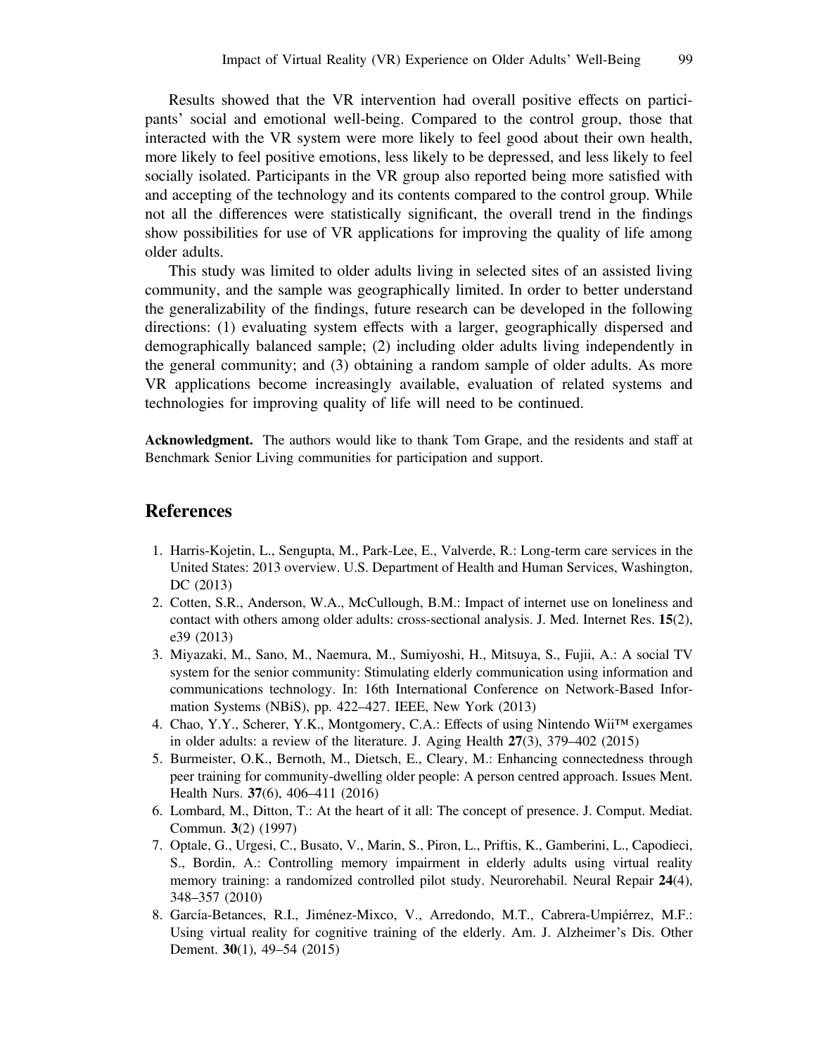Results showed that the VR intervention had overall positive effects on participants' social and emotional well-being. Compared to the control group, those that interacted with the VR system were more likely to feel good about their own health, more likely to feel positive emotions, less likely to be depressed, and less likely to feel socially isolated. Participants in the VR group also reported being more satisfied with and accepting of the technology and its contents compared to the control group. While not all the differences were statistically significant, the overall trend in the findings show possibilities for use of VR applications for improving the quality of life among older adults.

This study was limited to older adults living in selected sites of an assisted living community, and the sample was geographically limited. In order to better understand the generalizability of the findings, future research can be developed in the following directions: (1) evaluating system effects with a larger, geographically dispersed and demographically balanced sample; (2) including older adults living independently in the general community; and (3) obtaining a random sample of older adults. As more VR applications become increasingly available, evaluation of related systems and technologies for improving quality of life will need to be continued.

**Acknowledgment.** The authors would like to thank Tom Grape, and the residents and staff at Benchmark Senior Living communities for participation and support.

## References

1. Harris-Kojetin, L., Sengupta, M., Park-Lee, E., Valverde, R.: Long-term care services in the United States: 2013 overview. U.S. Department of Health and Human Services, Washington, DC (2013)
2. Cotten, S.R., Anderson, W.A., McCullough, B.M.: Impact of internet use on loneliness and contact with others among older adults: cross-sectional analysis. J. Med. Internet Res. **15**(2), e39 (2013)
3. Miyazaki, M., Sano, M., Naemura, M., Sumiyoshi, H., Mitsuya, S., Fujii, A.: A social TV system for the senior community: Stimulating elderly communication using information and communications technology. In: 16th International Conference on Network-Based Information Systems (NBiS), pp. 422–427. IEEE, New York (2013)
4. Chao, Y.Y., Scherer, Y.K., Montgomery, C.A.: Effects of using Nintendo Wii™ exergames in older adults: a review of the literature. J. Aging Health **27**(3), 379–402 (2015)
5. Burmeister, O.K., Bernoth, M., Dietsch, E., Cleary, M.: Enhancing connectedness through peer training for community-dwelling older people: A person centred approach. Issues Ment. Health Nurs. **37**(6), 406–411 (2016)
6. Lombard, M., Ditton, T.: At the heart of it all: The concept of presence. J. Comput. Mediat. Commun. **3**(2) (1997)
7. Optale, G., Urgesi, C., Busato, V., Marin, S., Piron, L., Priftis, K., Gamberini, L., Capodieci, S., Bordin, A.: Controlling memory impairment in elderly adults using virtual reality memory training: a randomized controlled pilot study. Neurorehabil. Neural Repair **24**(4), 348–357 (2010)
8. García-Betances, R.I., Jiménez-Mixco, V., Arredondo, M.T., Cabrera-Umpiérrez, M.F.: Using virtual reality for cognitive training of the elderly. Am. J. Alzheimer's Dis. Other Dement. **30**(1), 49–54 (2015)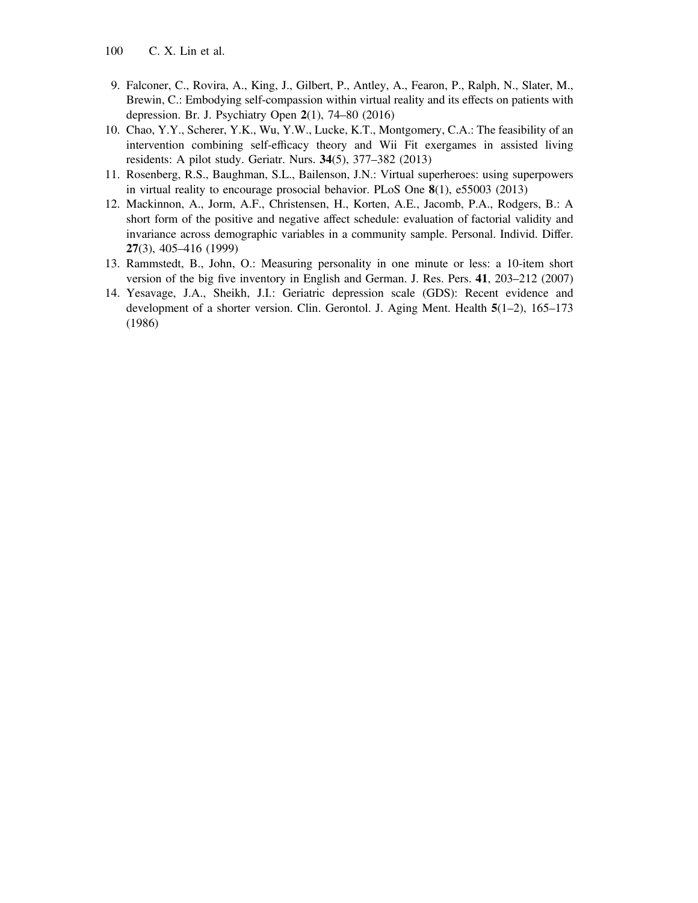9. Falconer, C., Rovira, A., King, J., Gilbert, P., Antley, A., Fearon, P., Ralph, N., Slater, M., Brewin, C.: Embodying self-compassion within virtual reality and its effects on patients with depression. Br. J. Psychiatry Open **2**(1), 74–80 (2016)
10. Chao, Y.Y., Scherer, Y.K., Wu, Y.W., Lucke, K.T., Montgomery, C.A.: The feasibility of an intervention combining self-efficacy theory and Wii Fit exergames in assisted living residents: A pilot study. Geriatr. Nurs. **34**(5), 377–382 (2013)
11. Rosenberg, R.S., Baughman, S.L., Bailenson, J.N.: Virtual superheroes: using superpowers in virtual reality to encourage prosocial behavior. PLoS One **8**(1), e55003 (2013)
12. Mackinnon, A., Jorm, A.F., Christensen, H., Korten, A.E., Jacomb, P.A., Rodgers, B.: A short form of the positive and negative affect schedule: evaluation of factorial validity and invariance across demographic variables in a community sample. Personal. Individ. Differ. **27**(3), 405–416 (1999)
13. Rammstedt, B., John, O.: Measuring personality in one minute or less: a 10-item short version of the big five inventory in English and German. J. Res. Pers. **41**, 203–212 (2007)
14. Yesavage, J.A., Sheikh, J.I.: Geriatric depression scale (GDS): Recent evidence and development of a shorter version. Clin. Gerontol. J. Aging Ment. Health **5**(1–2), 165–173 (1986)